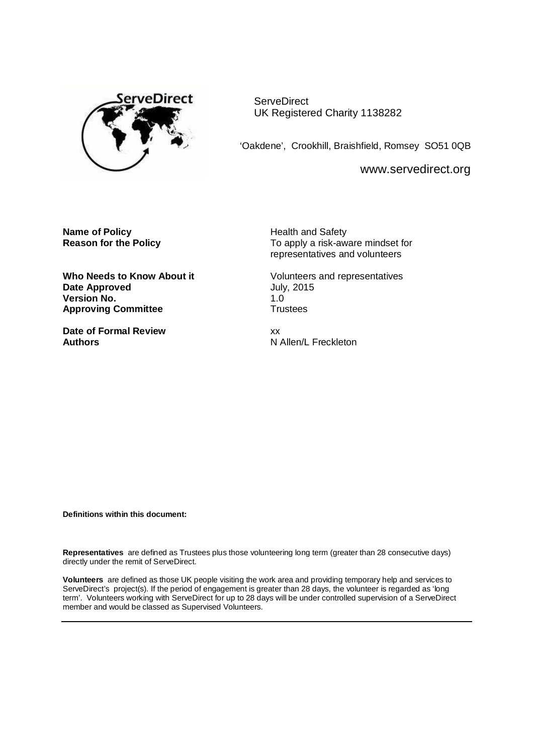ServeDirect
UK Registered Charity 1138282

'Oakdene', Crookhill, Braishfield, Romsey SO51 0QB

www.servedirect.org

| | |
|---|---|
| **Name of Policy** | Health and Safety |
| **Reason for the Policy** | To apply a risk-aware mindset for representatives and volunteers |
| **Who Needs to Know About it** | Volunteers and representatives |
| **Date Approved** | July, 2015 |
| **Version No.** | 1.0 |
| **Approving Committee** | Trustees |
| **Date of Formal Review** | xx |
| **Authors** | N Allen/L Freckleton |

**Definitions within this document:**

**Representatives** are defined as Trustees plus those volunteering long term (greater than 28 consecutive days) directly under the remit of ServeDirect.

**Volunteers** are defined as those UK people visiting the work area and providing temporary help and services to ServeDirect's project(s). If the period of engagement is greater than 28 days, the volunteer is regarded as 'long term'. Volunteers working with ServeDirect for up to 28 days will be under controlled supervision of a ServeDirect member and would be classed as Supervised Volunteers.

---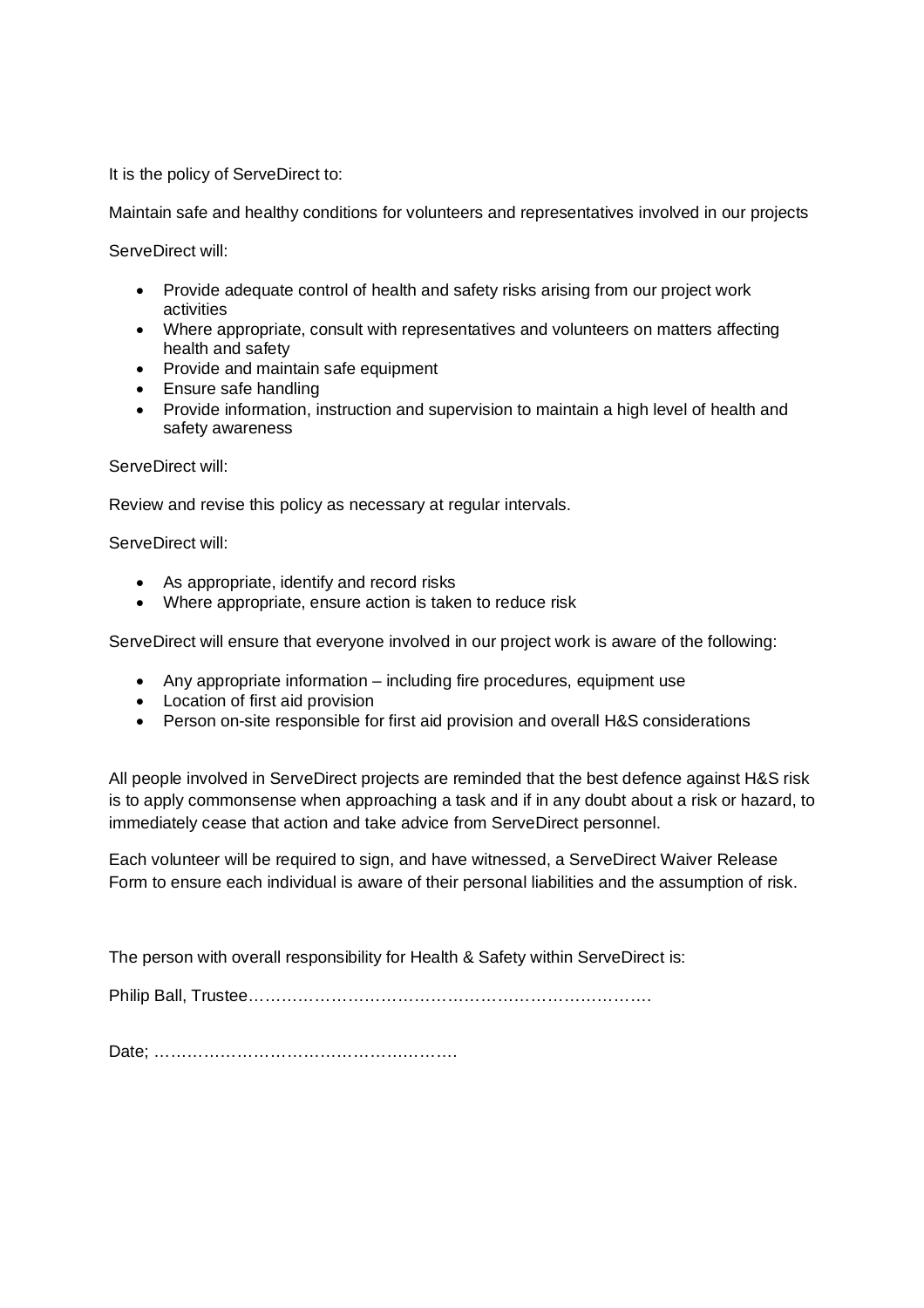It is the policy of ServeDirect to:

Maintain safe and healthy conditions for volunteers and representatives involved in our projects

ServeDirect will:

- Provide adequate control of health and safety risks arising from our project work activities
- Where appropriate, consult with representatives and volunteers on matters affecting health and safety
- Provide and maintain safe equipment
- Ensure safe handling
- Provide information, instruction and supervision to maintain a high level of health and safety awareness

ServeDirect will:

Review and revise this policy as necessary at regular intervals.

ServeDirect will:

- As appropriate, identify and record risks
- Where appropriate, ensure action is taken to reduce risk

ServeDirect will ensure that everyone involved in our project work is aware of the following:

- Any appropriate information – including fire procedures, equipment use
- Location of first aid provision
- Person on-site responsible for first aid provision and overall H&S considerations

All people involved in ServeDirect projects are reminded that the best defence against H&S risk is to apply commonsense when approaching a task and if in any doubt about a risk or hazard, to immediately cease that action and take advice from ServeDirect personnel.

Each volunteer will be required to sign, and have witnessed, a ServeDirect Waiver Release Form to ensure each individual is aware of their personal liabilities and the assumption of risk.

The person with overall responsibility for Health & Safety within ServeDirect is:

Philip Ball, Trustee…………………………………………………………………

Date; ……………………………………………….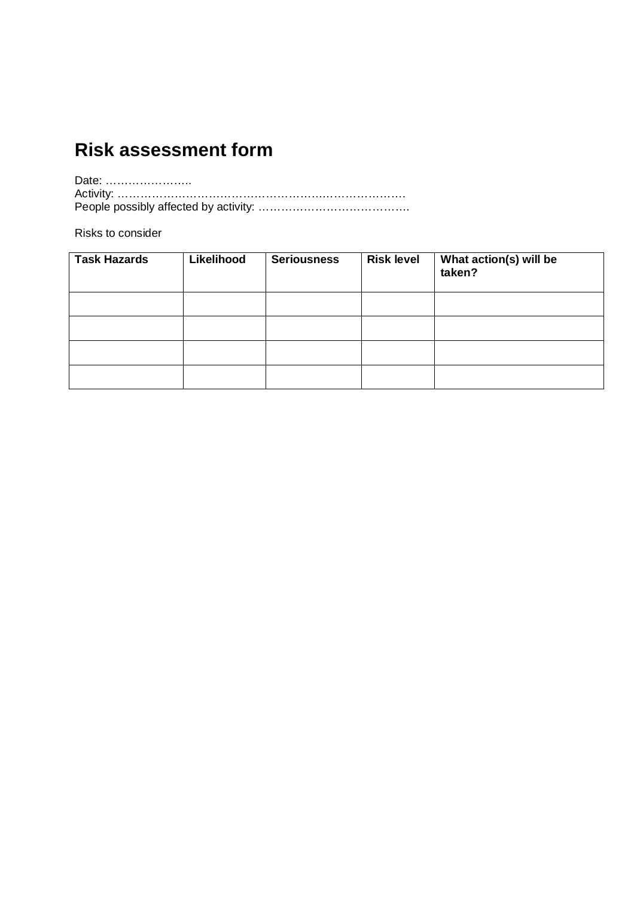# Risk assessment form

Date: …………………..
Activity: ……………………………………………………………………….
People possibly affected by activity: ………………………………….

Risks to consider

| **Task Hazards** | **Likelihood** | **Seriousness** | **Risk level** | **What action(s) will be taken?** |
|---|---|---|---|---|
| | | | | |
| | | | | |
| | | | | |
| | | | | |